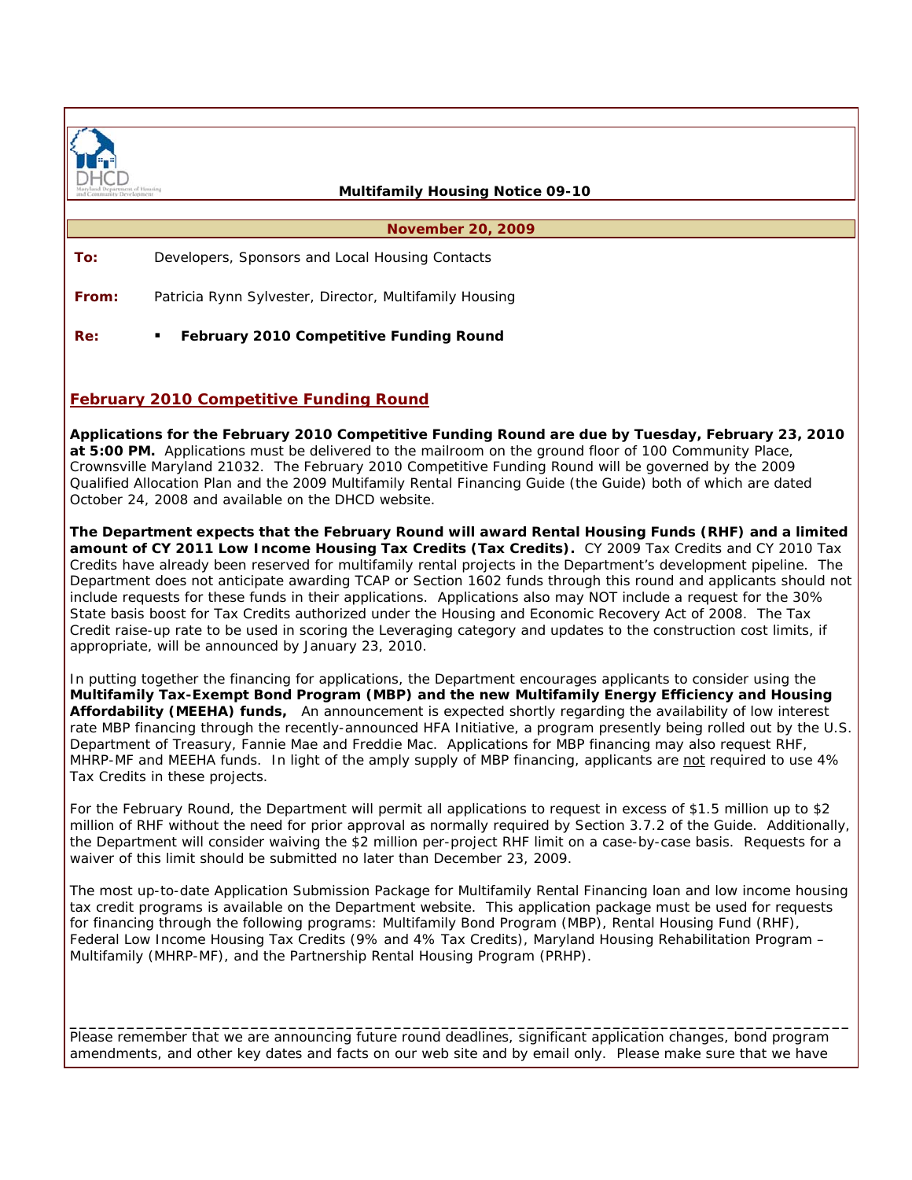**Multifamily Housing Notice 09-10**

**November 20, 2009**

**To:** Developers, Sponsors and Local Housing Contacts

**From:** Patricia Rynn Sylvester, Director, Multifamily Housing

**Re:**
- **February 2010 Competitive Funding Round**

## February 2010 Competitive Funding Round

**Applications for the February 2010 Competitive Funding Round are due by Tuesday, February 23, 2010 at 5:00 PM.** Applications must be delivered to the mailroom on the ground floor of 100 Community Place, Crownsville Maryland 21032. The February 2010 Competitive Funding Round will be governed by the 2009 Qualified Allocation Plan and the 2009 Multifamily Rental Financing Guide (the Guide) both of which are dated October 24, 2008 and available on the DHCD website.

**The Department expects that the February Round will award Rental Housing Funds (RHF) and a limited amount of CY 2011 Low Income Housing Tax Credits (Tax Credits).** CY 2009 Tax Credits and CY 2010 Tax Credits have already been reserved for multifamily rental projects in the Department's development pipeline. The Department does not anticipate awarding TCAP or Section 1602 funds through this round and applicants should not include requests for these funds in their applications. Applications also may NOT include a request for the 30% State basis boost for Tax Credits authorized under the Housing and Economic Recovery Act of 2008. The Tax Credit raise-up rate to be used in scoring the Leveraging category and updates to the construction cost limits, if appropriate, will be announced by January 23, 2010.

In putting together the financing for applications, the Department encourages applicants to consider using the **Multifamily Tax-Exempt Bond Program (MBP) and the new Multifamily Energy Efficiency and Housing Affordability (MEEHA) funds,** An announcement is expected shortly regarding the availability of low interest rate MBP financing through the recently-announced HFA Initiative, a program presently being rolled out by the U.S. Department of Treasury, Fannie Mae and Freddie Mac. Applications for MBP financing may also request RHF, MHRP-MF and MEEHA funds. In light of the amply supply of MBP financing, applicants are not required to use 4% Tax Credits in these projects.

For the February Round, the Department will permit all applications to request in excess of $1.5 million up to $2 million of RHF without the need for prior approval as normally required by Section 3.7.2 of the Guide. Additionally, the Department will consider waiving the $2 million per-project RHF limit on a case-by-case basis. Requests for a waiver of this limit should be submitted no later than December 23, 2009.

The most up-to-date Application Submission Package for Multifamily Rental Financing loan and low income housing tax credit programs is available on the Department website. This application package must be used for requests for financing through the following programs: Multifamily Bond Program (MBP), Rental Housing Fund (RHF), Federal Low Income Housing Tax Credits (9% and 4% Tax Credits), Maryland Housing Rehabilitation Program – Multifamily (MHRP-MF), and the Partnership Rental Housing Program (PRHP).

---

Please remember that we are announcing future round deadlines, significant application changes, bond program amendments, and other key dates and facts on our web site and by email only. Please make sure that we have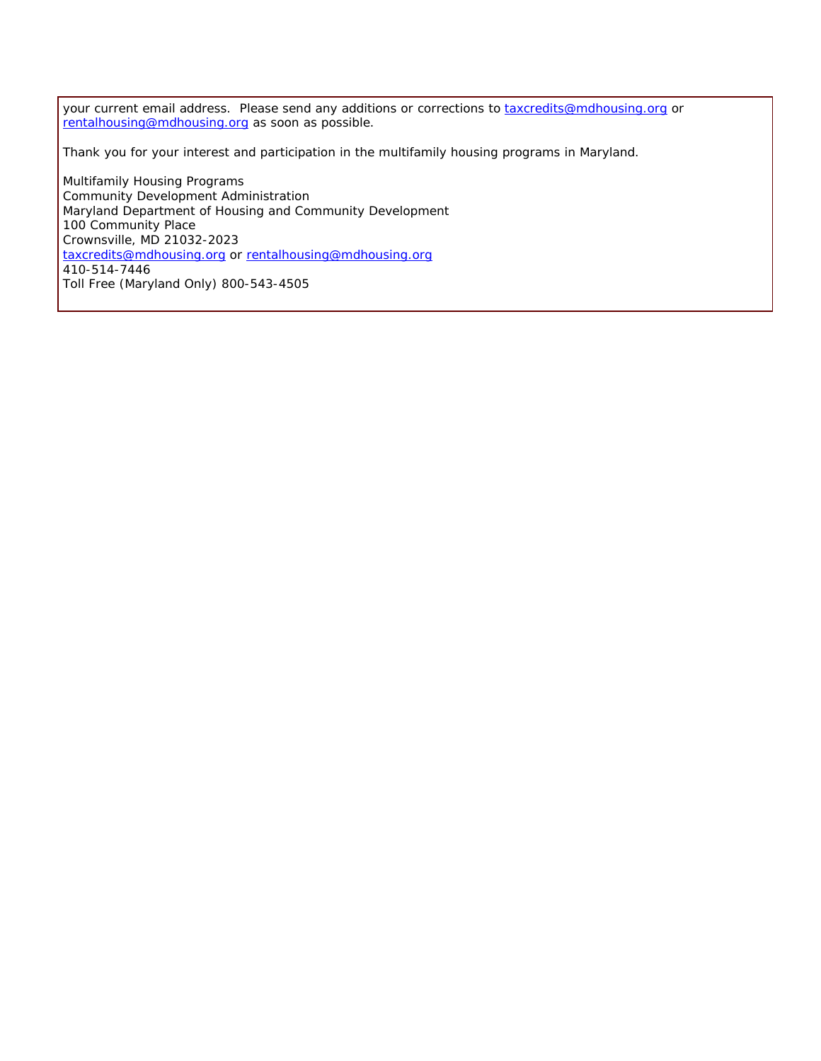your current email address. Please send any additions or corrections to taxcredits@mdhousing.org or rentalhousing@mdhousing.org as soon as possible.

Thank you for your interest and participation in the multifamily housing programs in Maryland.

Multifamily Housing Programs
Community Development Administration
Maryland Department of Housing and Community Development
100 Community Place
Crownsville, MD 21032-2023
taxcredits@mdhousing.org or rentalhousing@mdhousing.org
410-514-7446
Toll Free (Maryland Only) 800-543-4505